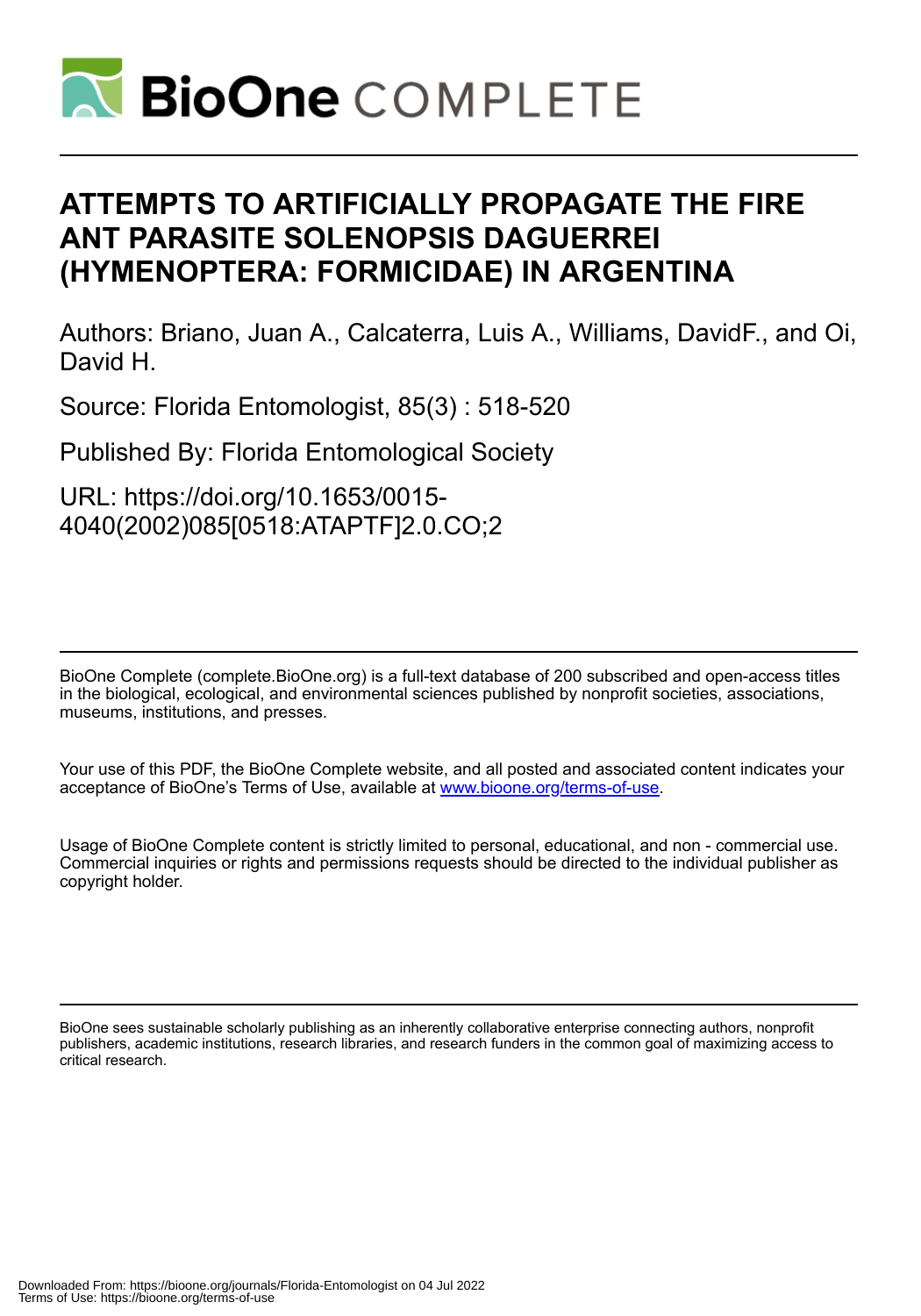# ATTEMPTS TO ARTIFICIALLY PROPAGATE THE FIRE ANT PARASITE SOLENOPSIS DAGUERREI (HYMENOPTERA: FORMICIDAE) IN ARGENTINA

Authors: Briano, Juan A., Calcaterra, Luis A., Williams, DavidF., and Oi, David H.

Source: Florida Entomologist, 85(3) : 518-520

Published By: Florida Entomological Society

URL: https://doi.org/10.1653/0015-4040(2002)085[0518:ATAPTF]2.0.CO;2

BioOne Complete (complete.BioOne.org) is a full-text database of 200 subscribed and open-access titles in the biological, ecological, and environmental sciences published by nonprofit societies, associations, museums, institutions, and presses.

Your use of this PDF, the BioOne Complete website, and all posted and associated content indicates your acceptance of BioOne's Terms of Use, available at www.bioone.org/terms-of-use.

Usage of BioOne Complete content is strictly limited to personal, educational, and non - commercial use. Commercial inquiries or rights and permissions requests should be directed to the individual publisher as copyright holder.

BioOne sees sustainable scholarly publishing as an inherently collaborative enterprise connecting authors, nonprofit publishers, academic institutions, research libraries, and research funders in the common goal of maximizing access to critical research.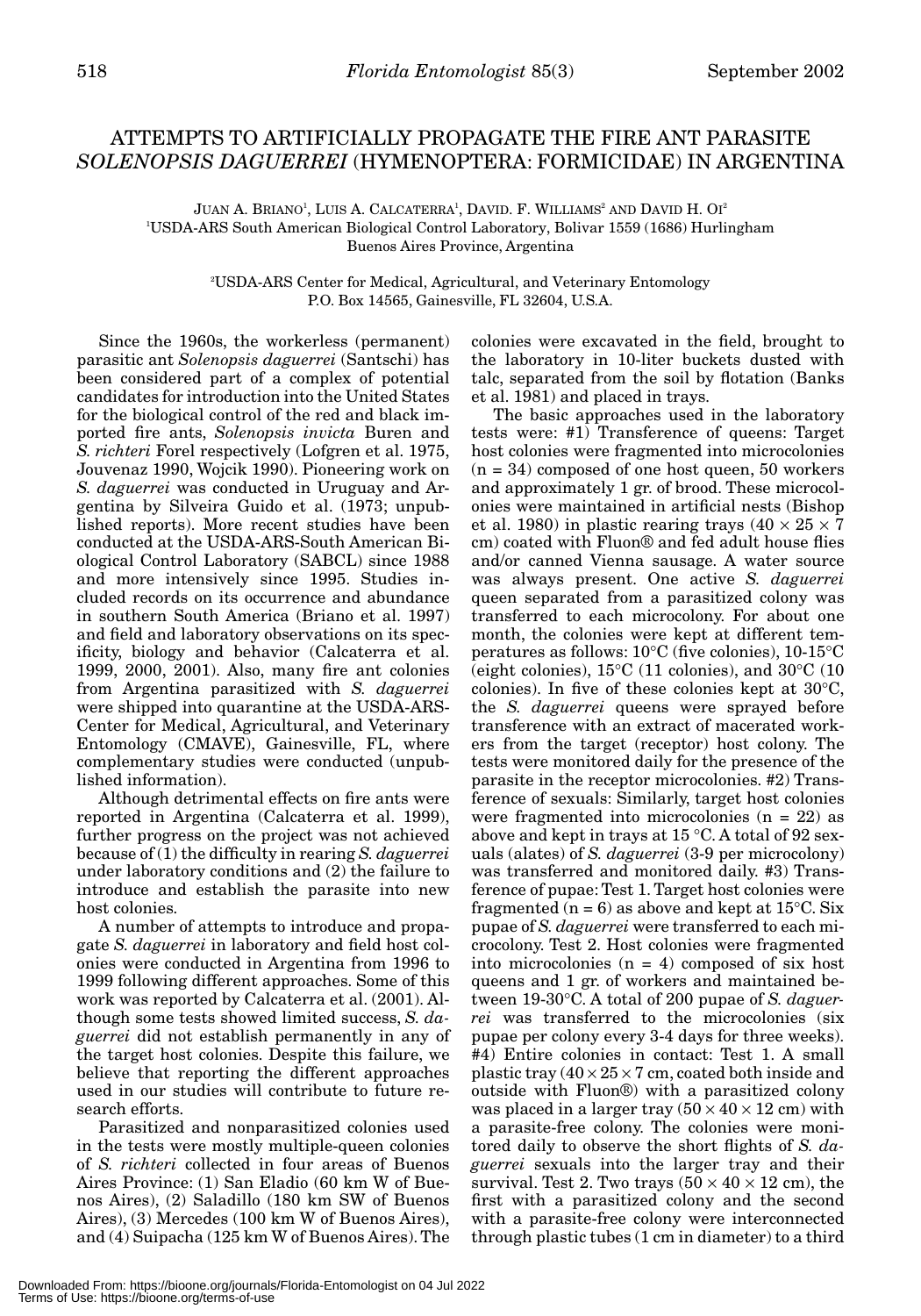# ATTEMPTS TO ARTIFICIALLY PROPAGATE THE FIRE ANT PARASITE *SOLENOPSIS DAGUERREI* (HYMENOPTERA: FORMICIDAE) IN ARGENTINA

Juan A. Briano[1], Luis A. Calcaterra[1], David. F. Williams[2] and David H. Oi[2]

[1]USDA-ARS South American Biological Control Laboratory, Bolivar 1559 (1686) Hurlingham Buenos Aires Province, Argentina

[2]USDA-ARS Center for Medical, Agricultural, and Veterinary Entomology P.O. Box 14565, Gainesville, FL 32604, U.S.A.

Since the 1960s, the workerless (permanent) parasitic ant *Solenopsis daguerrei* (Santschi) has been considered part of a complex of potential candidates for introduction into the United States for the biological control of the red and black imported fire ants, *Solenopsis invicta* Buren and *S. richteri* Forel respectively (Lofgren et al. 1975, Jouvenaz 1990, Wojcik 1990). Pioneering work on *S. daguerrei* was conducted in Uruguay and Argentina by Silveira Guido et al. (1973; unpublished reports). More recent studies have been conducted at the USDA-ARS-South American Biological Control Laboratory (SABCL) since 1988 and more intensively since 1995. Studies included records on its occurrence and abundance in southern South America (Briano et al. 1997) and field and laboratory observations on its specificity, biology and behavior (Calcaterra et al. 1999, 2000, 2001). Also, many fire ant colonies from Argentina parasitized with *S. daguerrei* were shipped into quarantine at the USDA-ARS-Center for Medical, Agricultural, and Veterinary Entomology (CMAVE), Gainesville, FL, where complementary studies were conducted (unpublished information).

Although detrimental effects on fire ants were reported in Argentina (Calcaterra et al. 1999), further progress on the project was not achieved because of (1) the difficulty in rearing *S. daguerrei* under laboratory conditions and (2) the failure to introduce and establish the parasite into new host colonies.

A number of attempts to introduce and propagate *S. daguerrei* in laboratory and field host colonies were conducted in Argentina from 1996 to 1999 following different approaches. Some of this work was reported by Calcaterra et al. (2001). Although some tests showed limited success, *S. daguerrei* did not establish permanently in any of the target host colonies. Despite this failure, we believe that reporting the different approaches used in our studies will contribute to future research efforts.

Parasitized and nonparasitized colonies used in the tests were mostly multiple-queen colonies of *S. richteri* collected in four areas of Buenos Aires Province: (1) San Eladio (60 km W of Buenos Aires), (2) Saladillo (180 km SW of Buenos Aires), (3) Mercedes (100 km W of Buenos Aires), and (4) Suipacha (125 km W of Buenos Aires). The colonies were excavated in the field, brought to the laboratory in 10-liter buckets dusted with talc, separated from the soil by flotation (Banks et al. 1981) and placed in trays.

The basic approaches used in the laboratory tests were: #1) Transference of queens: Target host colonies were fragmented into microcolonies (n = 34) composed of one host queen, 50 workers and approximately 1 gr. of brood. These microcolonies were maintained in artificial nests (Bishop et al. 1980) in plastic rearing trays ($40 \times 25 \times 7$ cm) coated with Fluon® and fed adult house flies and/or canned Vienna sausage. A water source was always present. One active *S. daguerrei* queen separated from a parasitized colony was transferred to each microcolony. For about one month, the colonies were kept at different temperatures as follows: 10°C (five colonies), 10-15°C (eight colonies), 15°C (11 colonies), and 30°C (10 colonies). In five of these colonies kept at 30°C, the *S. daguerrei* queens were sprayed before transference with an extract of macerated workers from the target (receptor) host colony. The tests were monitored daily for the presence of the parasite in the receptor microcolonies. #2) Transference of sexuals: Similarly, target host colonies were fragmented into microcolonies (n = 22) as above and kept in trays at 15 °C. A total of 92 sexuals (alates) of *S. daguerrei* (3-9 per microcolony) was transferred and monitored daily. #3) Transference of pupae: Test 1. Target host colonies were fragmented (n = 6) as above and kept at 15°C. Six pupae of *S. daguerrei* were transferred to each microcolony. Test 2. Host colonies were fragmented into microcolonies (n = 4) composed of six host queens and 1 gr. of workers and maintained between 19-30°C. A total of 200 pupae of *S. daguerrei* was transferred to the microcolonies (six pupae per colony every 3-4 days for three weeks). #4) Entire colonies in contact: Test 1. A small plastic tray ($40 \times 25 \times 7$ cm, coated both inside and outside with Fluon®) with a parasitized colony was placed in a larger tray ($50 \times 40 \times 12$ cm) with a parasite-free colony. The colonies were monitored daily to observe the short flights of *S. daguerrei* sexuals into the larger tray and their survival. Test 2. Two trays ($50 \times 40 \times 12$ cm), the first with a parasitized colony and the second with a parasite-free colony were interconnected through plastic tubes (1 cm in diameter) to a third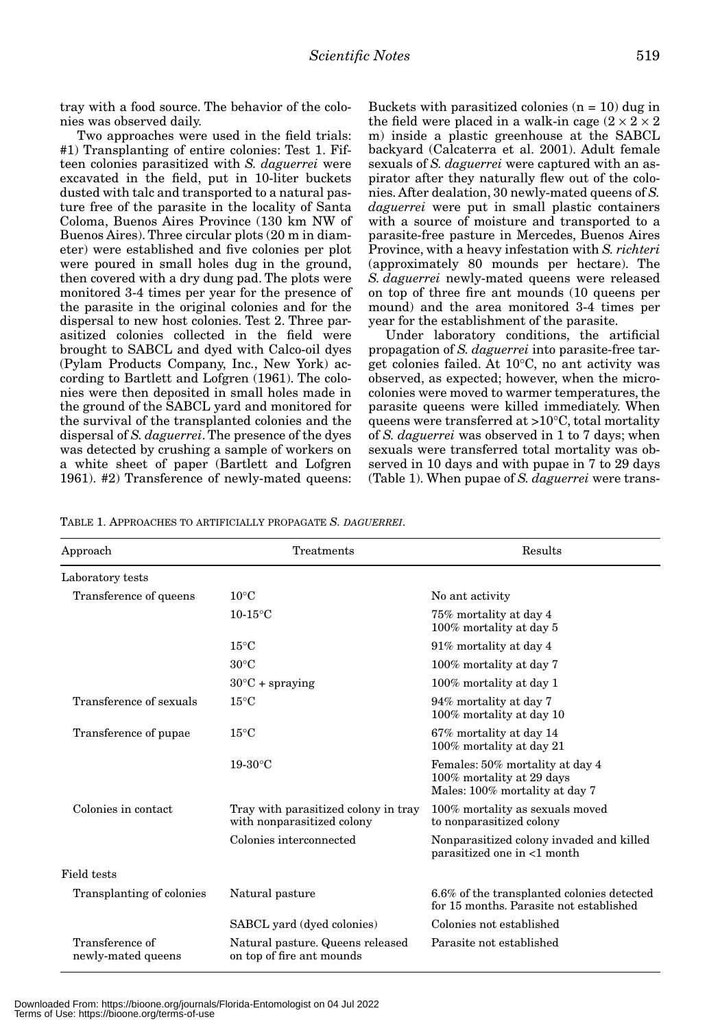tray with a food source. The behavior of the colonies was observed daily.

Two approaches were used in the field trials: #1) Transplanting of entire colonies: Test 1. Fifteen colonies parasitized with *S. daguerrei* were excavated in the field, put in 10-liter buckets dusted with talc and transported to a natural pasture free of the parasite in the locality of Santa Coloma, Buenos Aires Province (130 km NW of Buenos Aires). Three circular plots (20 m in diameter) were established and five colonies per plot were poured in small holes dug in the ground, then covered with a dry dung pad. The plots were monitored 3-4 times per year for the presence of the parasite in the original colonies and for the dispersal to new host colonies. Test 2. Three parasitized colonies collected in the field were brought to SABCL and dyed with Calco-oil dyes (Pylam Products Company, Inc., New York) according to Bartlett and Lofgren (1961). The colonies were then deposited in small holes made in the ground of the SABCL yard and monitored for the survival of the transplanted colonies and the dispersal of *S. daguerrei*. The presence of the dyes was detected by crushing a sample of workers on a white sheet of paper (Bartlett and Lofgren 1961). #2) Transference of newly-mated queens: Buckets with parasitized colonies (n = 10) dug in the field were placed in a walk-in cage (2 × 2 × 2 m) inside a plastic greenhouse at the SABCL backyard (Calcaterra et al. 2001). Adult female sexuals of *S. daguerrei* were captured with an aspirator after they naturally flew out of the colonies. After dealation, 30 newly-mated queens of *S. daguerrei* were put in small plastic containers with a source of moisture and transported to a parasite-free pasture in Mercedes, Buenos Aires Province, with a heavy infestation with *S. richteri* (approximately 80 mounds per hectare). The *S. daguerrei* newly-mated queens were released on top of three fire ant mounds (10 queens per mound) and the area monitored 3-4 times per year for the establishment of the parasite.

Under laboratory conditions, the artificial propagation of *S. daguerrei* into parasite-free target colonies failed. At 10°C, no ant activity was observed, as expected; however, when the microcolonies were moved to warmer temperatures, the parasite queens were killed immediately. When queens were transferred at >10°C, total mortality of *S. daguerrei* was observed in 1 to 7 days; when sexuals were transferred total mortality was observed in 10 days and with pupae in 7 to 29 days (Table 1). When pupae of *S. daguerrei* were trans-

TABLE 1. APPROACHES TO ARTIFICIALLY PROPAGATE *S. DAGUERREI*.

| Approach | Treatments | Results |
|---|---|---|
| Laboratory tests | | |
| Transference of queens | 10°C | No ant activity |
| | 10-15°C | 75% mortality at day 4<br>100% mortality at day 5 |
| | 15°C | 91% mortality at day 4 |
| | 30°C | 100% mortality at day 7 |
| | 30°C + spraying | 100% mortality at day 1 |
| Transference of sexuals | 15°C | 94% mortality at day 7<br>100% mortality at day 10 |
| Transference of pupae | 15°C | 67% mortality at day 14<br>100% mortality at day 21 |
| | 19-30°C | Females: 50% mortality at day 4<br>100% mortality at 29 days<br>Males: 100% mortality at day 7 |
| Colonies in contact | Tray with parasitized colony in tray with nonparasitized colony | 100% mortality as sexuals moved to nonparasitized colony |
| | Colonies interconnected | Nonparasitized colony invaded and killed parasitized one in <1 month |
| Field tests | | |
| Transplanting of colonies | Natural pasture | 6.6% of the transplanted colonies detected for 15 months. Parasite not established |
| | SABCL yard (dyed colonies) | Colonies not established |
| Transference of newly-mated queens | Natural pasture. Queens released on top of fire ant mounds | Parasite not established |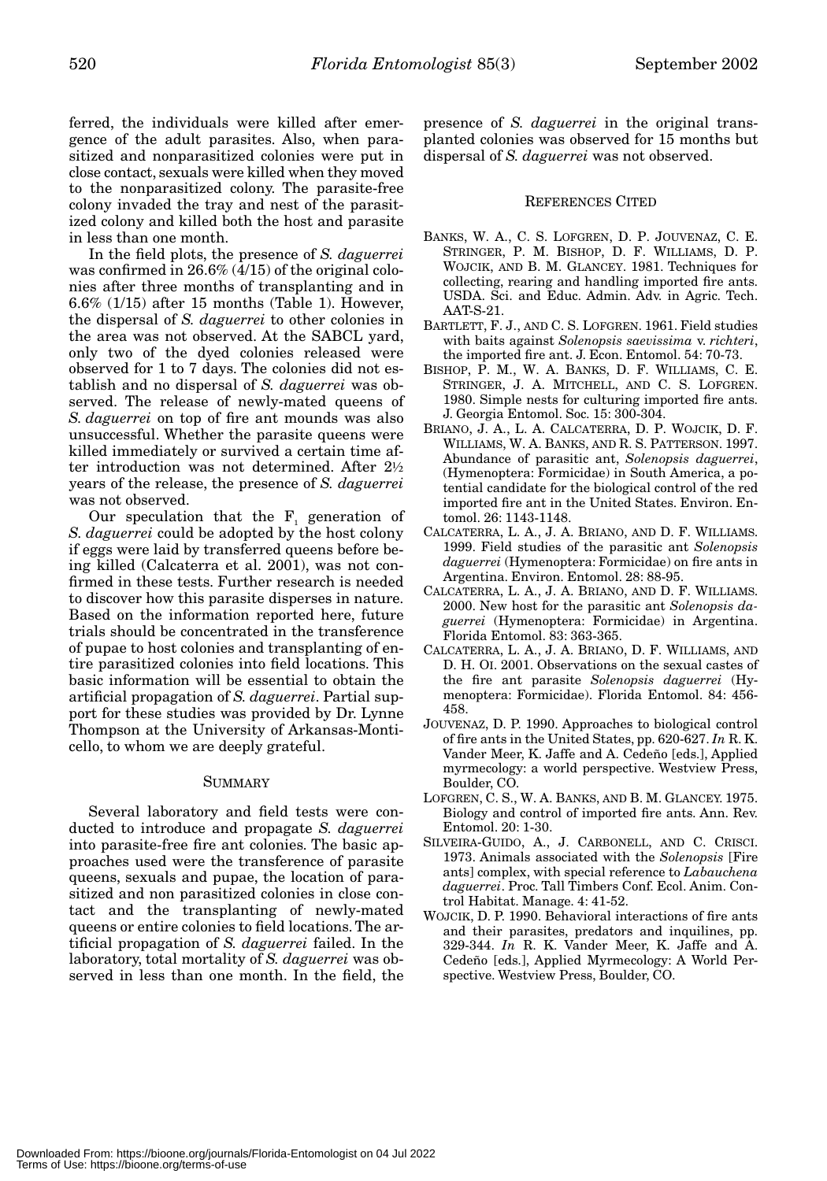ferred, the individuals were killed after emergence of the adult parasites. Also, when parasitized and nonparasitized colonies were put in close contact, sexuals were killed when they moved to the nonparasitized colony. The parasite-free colony invaded the tray and nest of the parasitized colony and killed both the host and parasite in less than one month.

In the field plots, the presence of *S. daguerrei* was confirmed in 26.6% (4/15) of the original colonies after three months of transplanting and in 6.6% (1/15) after 15 months (Table 1). However, the dispersal of *S. daguerrei* to other colonies in the area was not observed. At the SABCL yard, only two of the dyed colonies released were observed for 1 to 7 days. The colonies did not establish and no dispersal of *S. daguerrei* was observed. The release of newly-mated queens of *S. daguerrei* on top of fire ant mounds was also unsuccessful. Whether the parasite queens were killed immediately or survived a certain time after introduction was not determined. After 2½ years of the release, the presence of *S. daguerrei* was not observed.

Our speculation that the $F_1$ generation of *S. daguerrei* could be adopted by the host colony if eggs were laid by transferred queens before being killed (Calcaterra et al. 2001), was not confirmed in these tests. Further research is needed to discover how this parasite disperses in nature. Based on the information reported here, future trials should be concentrated in the transference of pupae to host colonies and transplanting of entire parasitized colonies into field locations. This basic information will be essential to obtain the artificial propagation of *S. daguerrei*. Partial support for these studies was provided by Dr. Lynne Thompson at the University of Arkansas-Monticello, to whom we are deeply grateful.

## SUMMARY

Several laboratory and field tests were conducted to introduce and propagate *S. daguerrei* into parasite-free fire ant colonies. The basic approaches used were the transference of parasite queens, sexuals and pupae, the location of parasitized and non parasitized colonies in close contact and the transplanting of newly-mated queens or entire colonies to field locations. The artificial propagation of *S. daguerrei* failed. In the laboratory, total mortality of *S. daguerrei* was observed in less than one month. In the field, the presence of *S. daguerrei* in the original transplanted colonies was observed for 15 months but dispersal of *S. daguerrei* was not observed.

## REFERENCES CITED

BANKS, W. A., C. S. LOFGREN, D. P. JOUVENAZ, C. E. STRINGER, P. M. BISHOP, D. F. WILLIAMS, D. P. WOJCIK, AND B. M. GLANCEY. 1981. Techniques for collecting, rearing and handling imported fire ants. USDA. Sci. and Educ. Admin. Adv. in Agric. Tech. AAT-S-21.

BARTLETT, F. J., AND C. S. LOFGREN. 1961. Field studies with baits against *Solenopsis saevissima* v. *richteri*, the imported fire ant. J. Econ. Entomol. 54: 70-73.

BISHOP, P. M., W. A. BANKS, D. F. WILLIAMS, C. E. STRINGER, J. A. MITCHELL, AND C. S. LOFGREN. 1980. Simple nests for culturing imported fire ants. J. Georgia Entomol. Soc. 15: 300-304.

BRIANO, J. A., L. A. CALCATERRA, D. P. WOJCIK, D. F. WILLIAMS, W. A. BANKS, AND R. S. PATTERSON. 1997. Abundance of parasitic ant, *Solenopsis daguerrei*, (Hymenoptera: Formicidae) in South America, a potential candidate for the biological control of the red imported fire ant in the United States. Environ. Entomol. 26: 1143-1148.

CALCATERRA, L. A., J. A. BRIANO, AND D. F. WILLIAMS. 1999. Field studies of the parasitic ant *Solenopsis daguerrei* (Hymenoptera: Formicidae) on fire ants in Argentina. Environ. Entomol. 28: 88-95.

CALCATERRA, L. A., J. A. BRIANO, AND D. F. WILLIAMS. 2000. New host for the parasitic ant *Solenopsis daguerrei* (Hymenoptera: Formicidae) in Argentina. Florida Entomol. 83: 363-365.

CALCATERRA, L. A., J. A. BRIANO, D. F. WILLIAMS, AND D. H. OI. 2001. Observations on the sexual castes of the fire ant parasite *Solenopsis daguerrei* (Hymenoptera: Formicidae). Florida Entomol. 84: 456-458.

JOUVENAZ, D. P. 1990. Approaches to biological control of fire ants in the United States, pp. 620-627. *In* R. K. Vander Meer, K. Jaffe and A. Cedeño [eds.], Applied myrmecology: a world perspective. Westview Press, Boulder, CO.

LOFGREN, C. S., W. A. BANKS, AND B. M. GLANCEY. 1975. Biology and control of imported fire ants. Ann. Rev. Entomol. 20: 1-30.

SILVEIRA-GUIDO, A., J. CARBONELL, AND C. CRISCI. 1973. Animals associated with the *Solenopsis* [Fire ants] complex, with special reference to *Labauchena daguerrei*. Proc. Tall Timbers Conf. Ecol. Anim. Control Habitat. Manage. 4: 41-52.

WOJCIK, D. P. 1990. Behavioral interactions of fire ants and their parasites, predators and inquilines, pp. 329-344. *In* R. K. Vander Meer, K. Jaffe and A. Cedeño [eds.], Applied Myrmecology: A World Perspective. Westview Press, Boulder, CO.